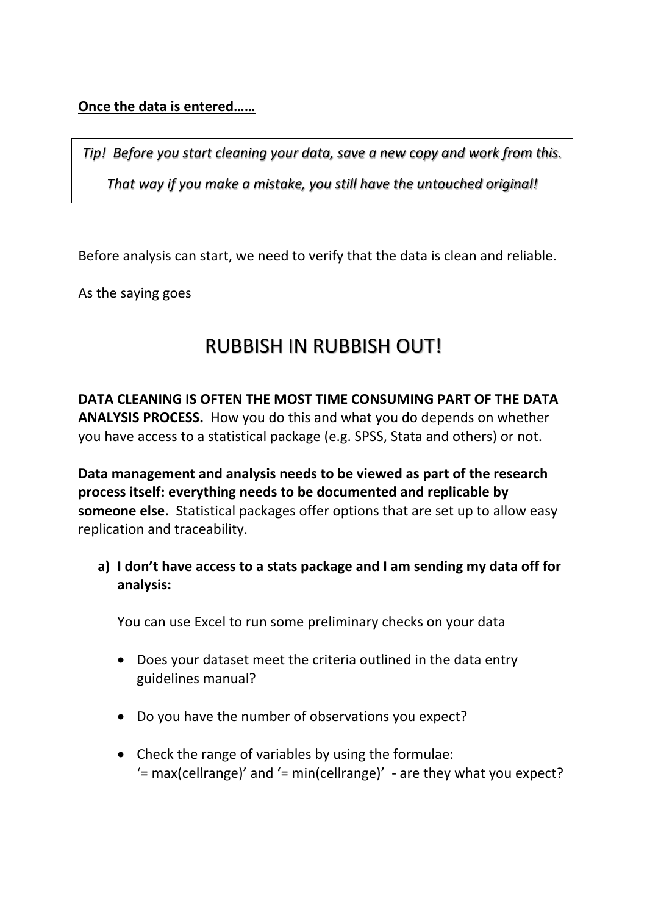**<u>Once the data is entered……</u>**

> *Tip! Before you start cleaning your data, save a new copy and work from this.*
>
> *That way if you make a mistake, you still have the untouched original!*

Before analysis can start, we need to verify that the data is clean and reliable.

As the saying goes

# RUBBISH IN RUBBISH OUT!

**DATA CLEANING IS OFTEN THE MOST TIME CONSUMING PART OF THE DATA ANALYSIS PROCESS.** How you do this and what you do depends on whether you have access to a statistical package (e.g. SPSS, Stata and others) or not.

**Data management and analysis needs to be viewed as part of the research process itself: everything needs to be documented and replicable by someone else.** Statistical packages offer options that are set up to allow easy replication and traceability.

**a) I don't have access to a stats package and I am sending my data off for analysis:**

You can use Excel to run some preliminary checks on your data

- Does your dataset meet the criteria outlined in the data entry guidelines manual?
- Do you have the number of observations you expect?
- Check the range of variables by using the formulae: '= max(cellrange)' and '= min(cellrange)' - are they what you expect?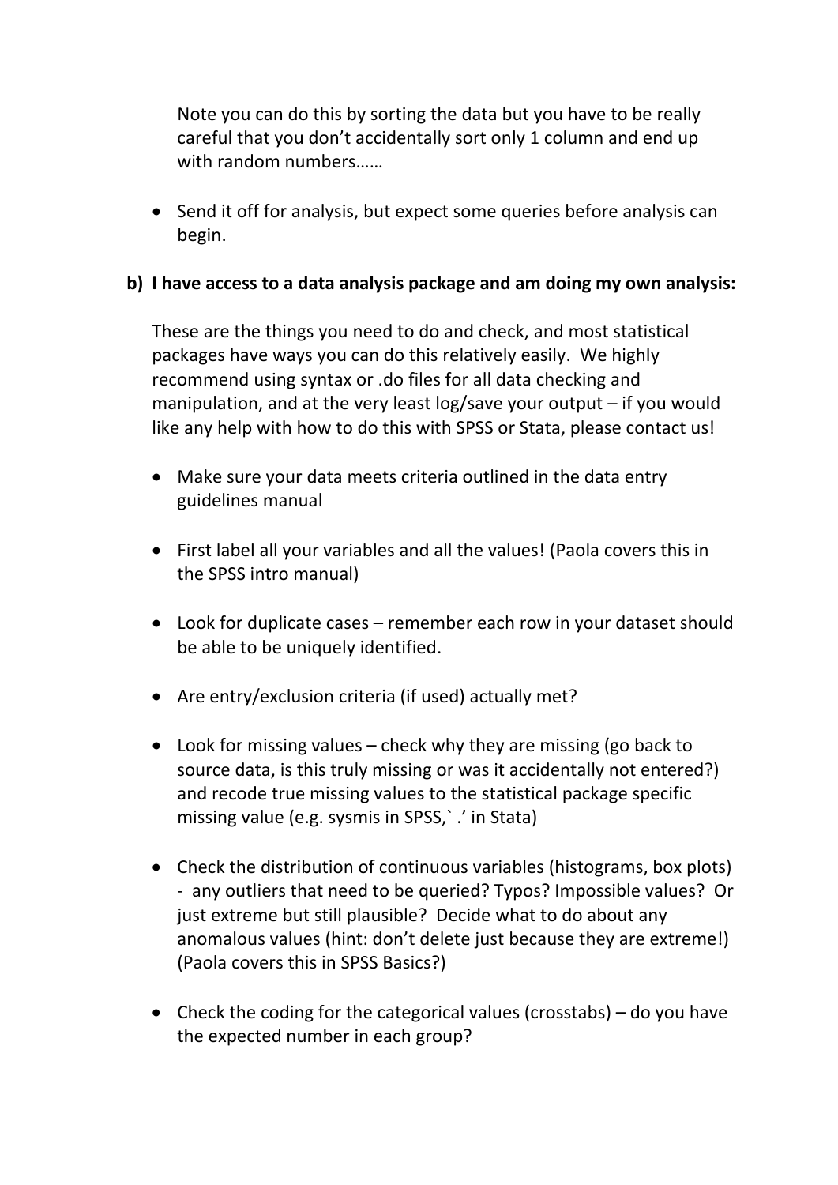Note you can do this by sorting the data but you have to be really careful that you don't accidentally sort only 1 column and end up with random numbers……

- Send it off for analysis, but expect some queries before analysis can begin.

**b) I have access to a data analysis package and am doing my own analysis:**

These are the things you need to do and check, and most statistical packages have ways you can do this relatively easily. We highly recommend using syntax or .do files for all data checking and manipulation, and at the very least log/save your output – if you would like any help with how to do this with SPSS or Stata, please contact us!

- Make sure your data meets criteria outlined in the data entry guidelines manual

- First label all your variables and all the values! (Paola covers this in the SPSS intro manual)

- Look for duplicate cases – remember each row in your dataset should be able to be uniquely identified.

- Are entry/exclusion criteria (if used) actually met?

- Look for missing values – check why they are missing (go back to source data, is this truly missing or was it accidentally not entered?) and recode true missing values to the statistical package specific missing value (e.g. sysmis in SPSS,` .' in Stata)

- Check the distribution of continuous variables (histograms, box plots) - any outliers that need to be queried? Typos? Impossible values? Or just extreme but still plausible? Decide what to do about any anomalous values (hint: don't delete just because they are extreme!) (Paola covers this in SPSS Basics?)

- Check the coding for the categorical values (crosstabs) – do you have the expected number in each group?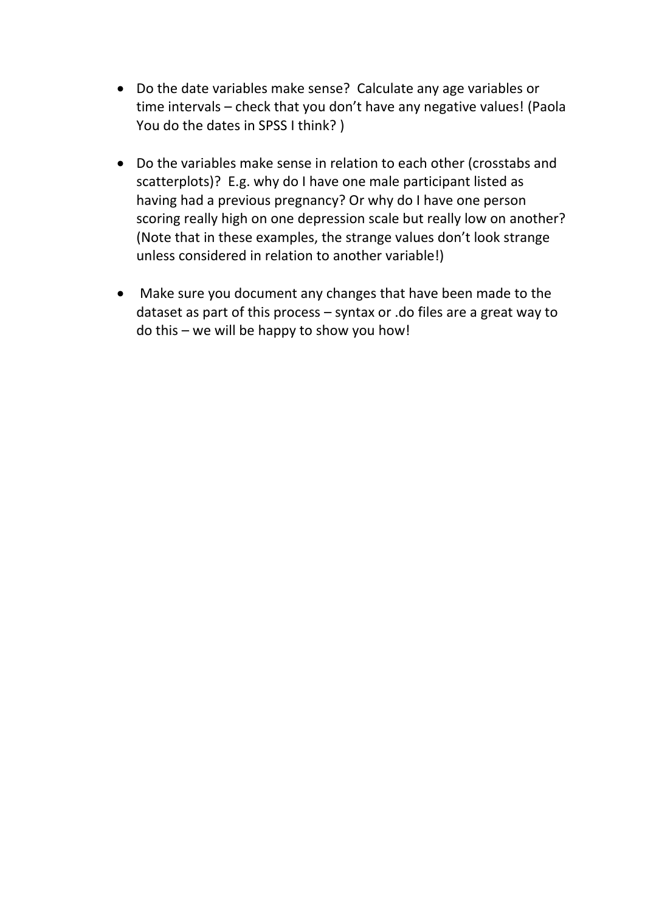- Do the date variables make sense? Calculate any age variables or time intervals – check that you don't have any negative values! (Paola You do the dates in SPSS I think? )

- Do the variables make sense in relation to each other (crosstabs and scatterplots)? E.g. why do I have one male participant listed as having had a previous pregnancy? Or why do I have one person scoring really high on one depression scale but really low on another? (Note that in these examples, the strange values don't look strange unless considered in relation to another variable!)

- Make sure you document any changes that have been made to the dataset as part of this process – syntax or .do files are a great way to do this – we will be happy to show you how!